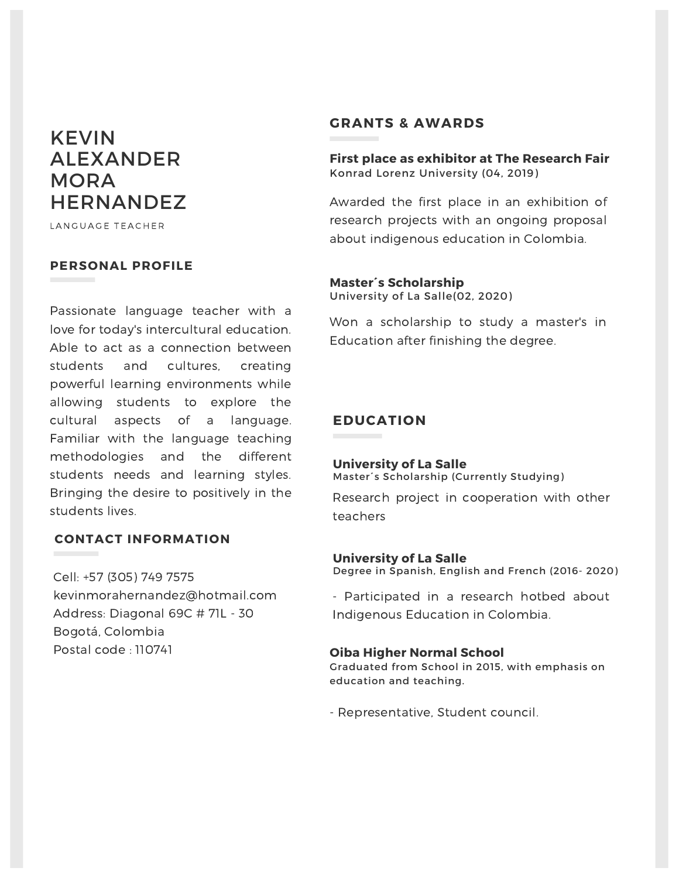# KEVIN ALEXANDER MORA HERNANDEZ

LANGUAGE TEACHER

## PERSONAL PROFILE

Passionate language teacher with a love for today's intercultural education. Able to act as a connection between students and cultures, creating powerful learning environments while allowing students to explore the cultural aspects of a language. Familiar with the language teaching methodologies and the different students needs and learning styles. Bringing the desire to positively in the students lives.

## CONTACT INFORMATION

Cell: +57 (305) 749 7575
kevinmorahernandez@hotmail.com
Address: Diagonal 69C # 71L - 30
Bogotá, Colombia
Postal code : 110741

## GRANTS & AWARDS

**First place as exhibitor at The Research Fair**
Konrad Lorenz University (04, 2019)

Awarded the first place in an exhibition of research projects with an ongoing proposal about indigenous education in Colombia.

**Master´s Scholarship**
University of La Salle(02, 2020)

Won a scholarship to study a master's in Education after finishing the degree.

## EDUCATION

**University of La Salle**
Master´s Scholarship (Currently Studying)

Research project in cooperation with other teachers

**University of La Salle**
Degree in Spanish, English and French (2016- 2020)

- Participated in a research hotbed about Indigenous Education in Colombia.

**Oiba Higher Normal School**
Graduated from School in 2015, with emphasis on education and teaching.

- Representative, Student council.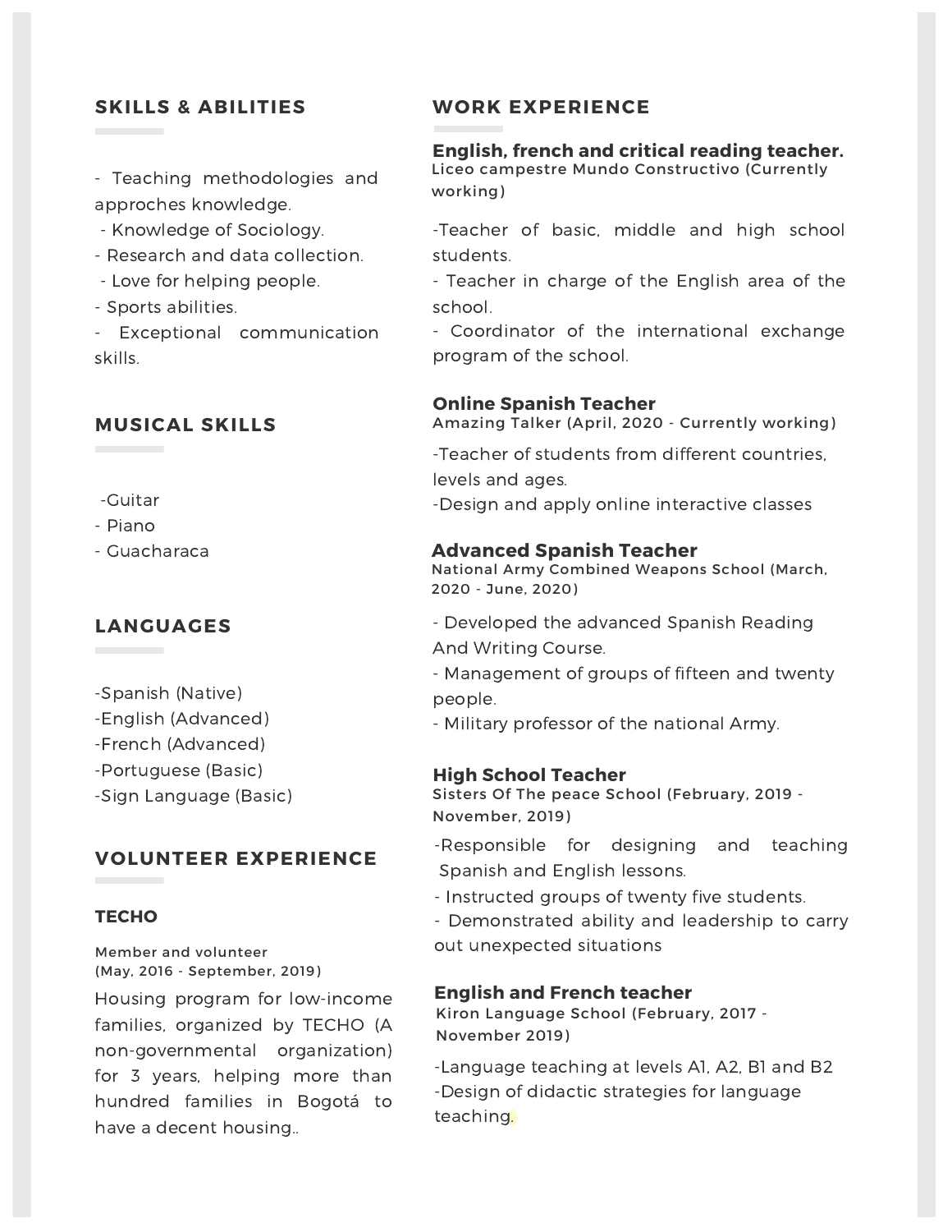## SKILLS & ABILITIES

- Teaching methodologies and approches knowledge.
- Knowledge of Sociology.
- Research and data collection.
- Love for helping people.
- Sports abilities.
- Exceptional communication skills.

## MUSICAL SKILLS

- Guitar
- Piano
- Guacharaca

## LANGUAGES

- Spanish (Native)
- English (Advanced)
- French (Advanced)
- Portuguese (Basic)
- Sign Language (Basic)

## VOLUNTEER EXPERIENCE

### TECHO

Member and volunteer
(May, 2016 - September, 2019)

Housing program for low-income families, organized by TECHO (A non-governmental organization) for 3 years, helping more than hundred families in Bogotá to have a decent housing..

## WORK EXPERIENCE

### English, french and critical reading teacher.

Liceo campestre Mundo Constructivo (Currently working)

- Teacher of basic, middle and high school students.
- Teacher in charge of the English area of the school.
- Coordinator of the international exchange program of the school.

### Online Spanish Teacher

Amazing Talker (April, 2020 - Currently working)

- Teacher of students from different countries, levels and ages.
- Design and apply online interactive classes

### Advanced Spanish Teacher

National Army Combined Weapons School (March, 2020 - June, 2020)

- Developed the advanced Spanish Reading And Writing Course.
- Management of groups of fifteen and twenty people.
- Military professor of the national Army.

### High School Teacher

Sisters Of The peace School (February, 2019 - November, 2019)

- Responsible for designing and teaching Spanish and English lessons.
- Instructed groups of twenty five students.
- Demonstrated ability and leadership to carry out unexpected situations

### English and French teacher

Kiron Language School (February, 2017 - November 2019)

- Language teaching at levels A1, A2, B1 and B2
- Design of didactic strategies for language teaching.